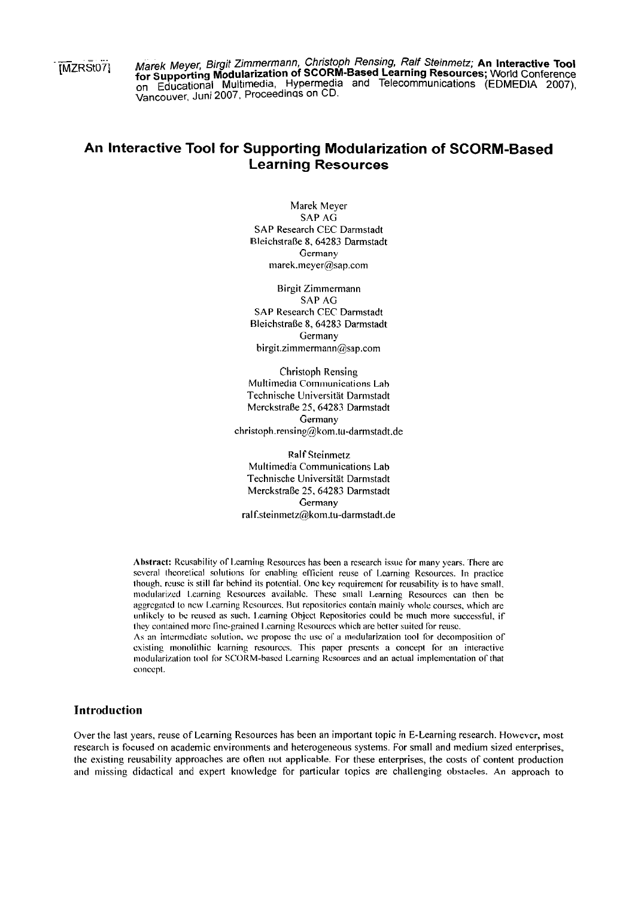[MZRSt07] *Marek Meyer, Birgit Zimmermann, Christoph Rensing, Ralf Steinmetz;* **An Interactive Tool for Supporting Modularization of SCORM-Based Learning Resources;** World Conference on Educational Multimedia, Hypermedia and Telecommunications (EDMEDIA 2007), Vancouver, Juni 2007, Proceedings on CD.

# An Interactive Tool for Supporting Modularization of SCORM-Based Learning Resources

Marek Meyer
SAP AG
SAP Research CEC Darmstadt
Bleichstraße 8, 64283 Darmstadt
Germany
marek.meyer@sap.com

Birgit Zimmermann
SAP AG
SAP Research CEC Darmstadt
Bleichstraße 8, 64283 Darmstadt
Germany
birgit.zimmermann@sap.com

Christoph Rensing
Multimedia Communications Lab
Technische Universität Darmstadt
Merckstraße 25, 64283 Darmstadt
Germany
christoph.rensing@kom.tu-darmstadt.de

Ralf Steinmetz
Multimedia Communications Lab
Technische Universität Darmstadt
Merckstraße 25, 64283 Darmstadt
Germany
ralf.steinmetz@kom.tu-darmstadt.de

**Abstract:** Reusability of Learning Resources has been a research issue for many years. There are several theoretical solutions for enabling efficient reuse of Learning Resources. In practice though, reuse is still far behind its potential. One key requirement for reusability is to have small, modularized Learning Resources available. These small Learning Resources can then be aggregated to new Learning Resources. But repositories contain mainly whole courses, which are unlikely to be reused as such. Learning Object Repositories could be much more successful, if they contained more fine-grained Learning Resources which are better suited for reuse.
As an intermediate solution, we propose the use of a modularization tool for decomposition of existing monolithic learning resources. This paper presents a concept for an interactive modularization tool for SCORM-based Learning Resources and an actual implementation of that concept.

## Introduction

Over the last years, reuse of Learning Resources has been an important topic in E-Learning research. However, most research is focused on academic environments and heterogeneous systems. For small and medium sized enterprises, the existing reusability approaches are often not applicable. For these enterprises, the costs of content production and missing didactical and expert knowledge for particular topics are challenging obstacles. An approach to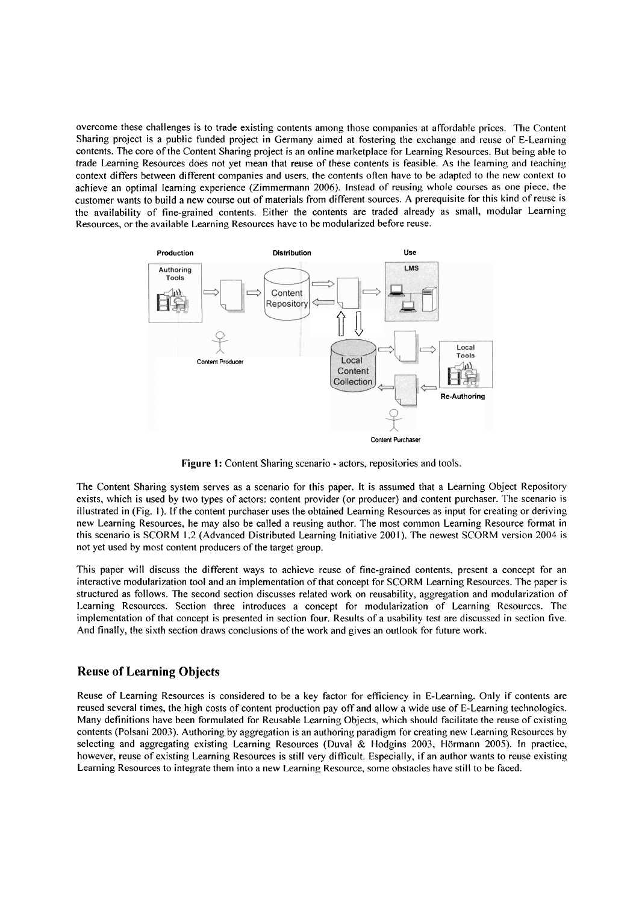overcome these challenges is to trade existing contents among those companies at affordable prices. The Content Sharing project is a public funded project in Germany aimed at fostering the exchange and reuse of E-Learning contents. The core of the Content Sharing project is an online marketplace for Learning Resources. But being able to trade Learning Resources does not yet mean that reuse of these contents is feasible. As the learning and teaching context differs between different companies and users, the contents often have to be adapted to the new context to achieve an optimal learning experience (Zimmermann 2006). Instead of reusing whole courses as one piece, the customer wants to build a new course out of materials from different sources. A prerequisite for this kind of reuse is the availability of fine-grained contents. Either the contents are traded already as small, modular Learning Resources, or the available Learning Resources have to be modularized before reuse.

**Figure 1:** Content Sharing scenario - actors, repositories and tools.

The Content Sharing system serves as a scenario for this paper. It is assumed that a Learning Object Repository exists, which is used by two types of actors: content provider (or producer) and content purchaser. The scenario is illustrated in (Fig. 1). If the content purchaser uses the obtained Learning Resources as input for creating or deriving new Learning Resources, he may also be called a reusing author. The most common Learning Resource format in this scenario is SCORM 1.2 (Advanced Distributed Learning Initiative 2001). The newest SCORM version 2004 is not yet used by most content producers of the target group.

This paper will discuss the different ways to achieve reuse of fine-grained contents, present a concept for an interactive modularization tool and an implementation of that concept for SCORM Learning Resources. The paper is structured as follows. The second section discusses related work on reusability, aggregation and modularization of Learning Resources. Section three introduces a concept for modularization of Learning Resources. The implementation of that concept is presented in section four. Results of a usability test are discussed in section five. And finally, the sixth section draws conclusions of the work and gives an outlook for future work.

## Reuse of Learning Objects

Reuse of Learning Resources is considered to be a key factor for efficiency in E-Learning. Only if contents are reused several times, the high costs of content production pay off and allow a wide use of E-Learning technologies. Many definitions have been formulated for Reusable Learning Objects, which should facilitate the reuse of existing contents (Polsani 2003). Authoring by aggregation is an authoring paradigm for creating new Learning Resources by selecting and aggregating existing Learning Resources (Duval & Hodgins 2003, Hörmann 2005). In practice, however, reuse of existing Learning Resources is still very difficult. Especially, if an author wants to reuse existing Learning Resources to integrate them into a new Learning Resource, some obstacles have still to be faced.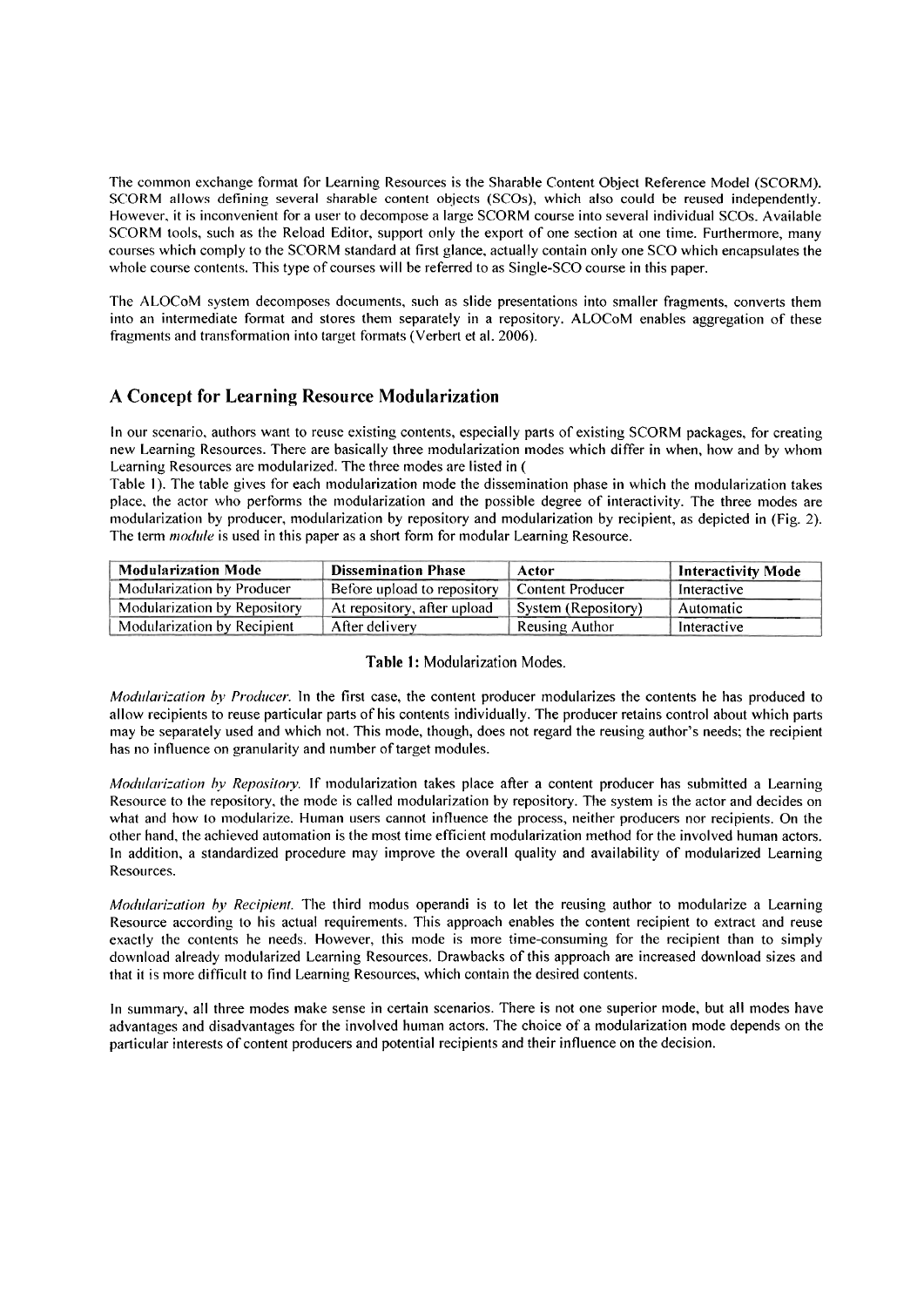The common exchange format for Learning Resources is the Sharable Content Object Reference Model (SCORM). SCORM allows defining several sharable content objects (SCOs), which also could be reused independently. However, it is inconvenient for a user to decompose a large SCORM course into several individual SCOs. Available SCORM tools, such as the Reload Editor, support only the export of one section at one time. Furthermore, many courses which comply to the SCORM standard at first glance, actually contain only one SCO which encapsulates the whole course contents. This type of courses will be referred to as Single-SCO course in this paper.

The ALOCoM system decomposes documents, such as slide presentations into smaller fragments, converts them into an intermediate format and stores them separately in a repository. ALOCoM enables aggregation of these fragments and transformation into target formats (Verbert et al. 2006).

## A Concept for Learning Resource Modularization

In our scenario, authors want to reuse existing contents, especially parts of existing SCORM packages, for creating new Learning Resources. There are basically three modularization modes which differ in when, how and by whom Learning Resources are modularized. The three modes are listed in (
Table 1). The table gives for each modularization mode the dissemination phase in which the modularization takes place, the actor who performs the modularization and the possible degree of interactivity. The three modes are modularization by producer, modularization by repository and modularization by recipient, as depicted in (Fig. 2). The term *module* is used in this paper as a short form for modular Learning Resource.

| Modularization Mode | Dissemination Phase | Actor | Interactivity Mode |
|---|---|---|---|
| Modularization by Producer | Before upload to repository | Content Producer | Interactive |
| Modularization by Repository | At repository, after upload | System (Repository) | Automatic |
| Modularization by Recipient | After delivery | Reusing Author | Interactive |

**Table 1:** Modularization Modes.

*Modularization by Producer.* In the first case, the content producer modularizes the contents he has produced to allow recipients to reuse particular parts of his contents individually. The producer retains control about which parts may be separately used and which not. This mode, though, does not regard the reusing author's needs; the recipient has no influence on granularity and number of target modules.

*Modularization by Repository.* If modularization takes place after a content producer has submitted a Learning Resource to the repository, the mode is called modularization by repository. The system is the actor and decides on what and how to modularize. Human users cannot influence the process, neither producers nor recipients. On the other hand, the achieved automation is the most time efficient modularization method for the involved human actors. In addition, a standardized procedure may improve the overall quality and availability of modularized Learning Resources.

*Modularization by Recipient.* The third modus operandi is to let the reusing author to modularize a Learning Resource according to his actual requirements. This approach enables the content recipient to extract and reuse exactly the contents he needs. However, this mode is more time-consuming for the recipient than to simply download already modularized Learning Resources. Drawbacks of this approach are increased download sizes and that it is more difficult to find Learning Resources, which contain the desired contents.

In summary, all three modes make sense in certain scenarios. There is not one superior mode, but all modes have advantages and disadvantages for the involved human actors. The choice of a modularization mode depends on the particular interests of content producers and potential recipients and their influence on the decision.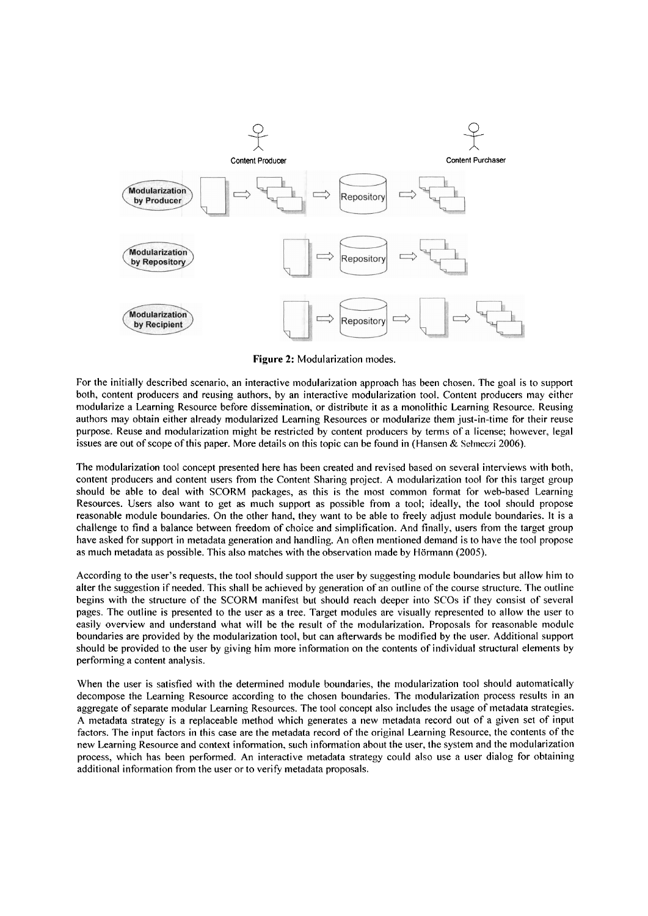Figure 2: Modularization modes.

For the initially described scenario, an interactive modularization approach has been chosen. The goal is to support both, content producers and reusing authors, by an interactive modularization tool. Content producers may either modularize a Learning Resource before dissemination, or distribute it as a monolithic Learning Resource. Reusing authors may obtain either already modularized Learning Resources or modularize them just-in-time for their reuse purpose. Reuse and modularization might be restricted by content producers by terms of a license; however, legal issues are out of scope of this paper. More details on this topic can be found in (Hansen & Selmeczi 2006).

The modularization tool concept presented here has been created and revised based on several interviews with both, content producers and content users from the Content Sharing project. A modularization tool for this target group should be able to deal with SCORM packages, as this is the most common format for web-based Learning Resources. Users also want to get as much support as possible from a tool; ideally, the tool should propose reasonable module boundaries. On the other hand, they want to be able to freely adjust module boundaries. It is a challenge to find a balance between freedom of choice and simplification. And finally, users from the target group have asked for support in metadata generation and handling. An often mentioned demand is to have the tool propose as much metadata as possible. This also matches with the observation made by Hörmann (2005).

According to the user's requests, the tool should support the user by suggesting module boundaries but allow him to alter the suggestion if needed. This shall be achieved by generation of an outline of the course structure. The outline begins with the structure of the SCORM manifest but should reach deeper into SCOs if they consist of several pages. The outline is presented to the user as a tree. Target modules are visually represented to allow the user to easily overview and understand what will be the result of the modularization. Proposals for reasonable module boundaries are provided by the modularization tool, but can afterwards be modified by the user. Additional support should be provided to the user by giving him more information on the contents of individual structural elements by performing a content analysis.

When the user is satisfied with the determined module boundaries, the modularization tool should automatically decompose the Learning Resource according to the chosen boundaries. The modularization process results in an aggregate of separate modular Learning Resources. The tool concept also includes the usage of metadata strategies. A metadata strategy is a replaceable method which generates a new metadata record out of a given set of input factors. The input factors in this case are the metadata record of the original Learning Resource, the contents of the new Learning Resource and context information, such information about the user, the system and the modularization process, which has been performed. An interactive metadata strategy could also use a user dialog for obtaining additional information from the user or to verify metadata proposals.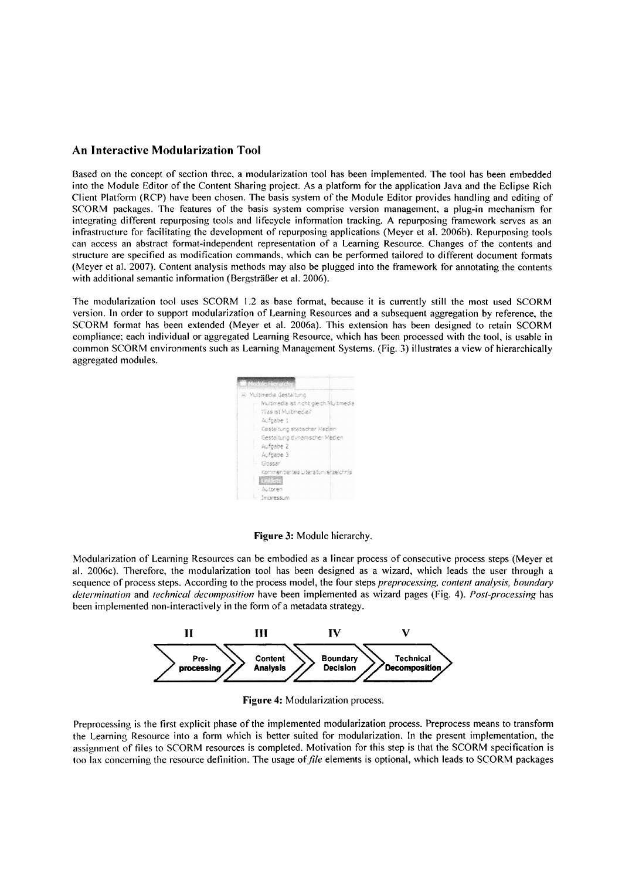## An Interactive Modularization Tool

Based on the concept of section three, a modularization tool has been implemented. The tool has been embedded into the Module Editor of the Content Sharing project. As a platform for the application Java and the Eclipse Rich Client Platform (RCP) have been chosen. The basis system of the Module Editor provides handling and editing of SCORM packages. The features of the basis system comprise version management, a plug-in mechanism for integrating different repurposing tools and lifecycle information tracking. A repurposing framework serves as an infrastructure for facilitating the development of repurposing applications (Meyer et al. 2006b). Repurposing tools can access an abstract format-independent representation of a Learning Resource. Changes of the contents and structure are specified as modification commands, which can be performed tailored to different document formats (Meyer et al. 2007). Content analysis methods may also be plugged into the framework for annotating the contents with additional semantic information (Bergsträßer et al. 2006).

The modularization tool uses SCORM 1.2 as base format, because it is currently still the most used SCORM version. In order to support modularization of Learning Resources and a subsequent aggregation by reference, the SCORM format has been extended (Meyer et al. 2006a). This extension has been designed to retain SCORM compliance; each individual or aggregated Learning Resource, which has been processed with the tool, is usable in common SCORM environments such as Learning Management Systems. (Fig. 3) illustrates a view of hierarchically aggregated modules.

**Figure 3:** Module hierarchy.

Modularization of Learning Resources can be embodied as a linear process of consecutive process steps (Meyer et al. 2006c). Therefore, the modularization tool has been designed as a wizard, which leads the user through a sequence of process steps. According to the process model, the four steps *preprocessing, content analysis, boundary determination* and *technical decomposition* have been implemented as wizard pages (Fig. 4). *Post-processing* has been implemented non-interactively in the form of a metadata strategy.

**Figure 4:** Modularization process.

Preprocessing is the first explicit phase of the implemented modularization process. Preprocess means to transform the Learning Resource into a form which is better suited for modularization. In the present implementation, the assignment of files to SCORM resources is completed. Motivation for this step is that the SCORM specification is too lax concerning the resource definition. The usage of *file* elements is optional, which leads to SCORM packages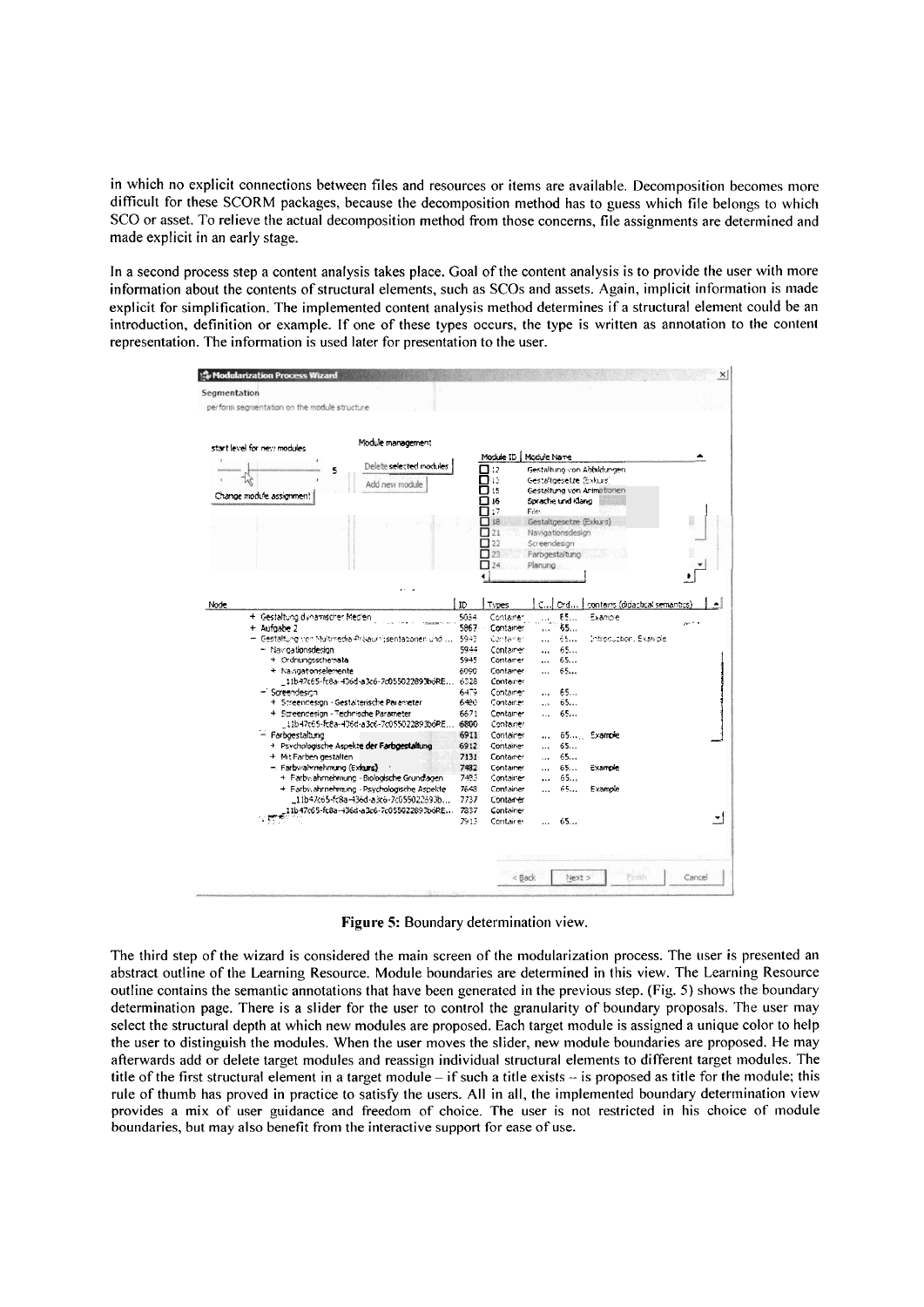in which no explicit connections between files and resources or items are available. Decomposition becomes more difficult for these SCORM packages, because the decomposition method has to guess which file belongs to which SCO or asset. To relieve the actual decomposition method from those concerns, file assignments are determined and made explicit in an early stage.

In a second process step a content analysis takes place. Goal of the content analysis is to provide the user with more information about the contents of structural elements, such as SCOs and assets. Again, implicit information is made explicit for simplification. The implemented content analysis method determines if a structural element could be an introduction, definition or example. If one of these types occurs, the type is written as annotation to the content representation. The information is used later for presentation to the user.

**Figure 5:** Boundary determination view.

The third step of the wizard is considered the main screen of the modularization process. The user is presented an abstract outline of the Learning Resource. Module boundaries are determined in this view. The Learning Resource outline contains the semantic annotations that have been generated in the previous step. (Fig. 5) shows the boundary determination page. There is a slider for the user to control the granularity of boundary proposals. The user may select the structural depth at which new modules are proposed. Each target module is assigned a unique color to help the user to distinguish the modules. When the user moves the slider, new module boundaries are proposed. He may afterwards add or delete target modules and reassign individual structural elements to different target modules. The title of the first structural element in a target module – if such a title exists – is proposed as title for the module; this rule of thumb has proved in practice to satisfy the users. All in all, the implemented boundary determination view provides a mix of user guidance and freedom of choice. The user is not restricted in his choice of module boundaries, but may also benefit from the interactive support for ease of use.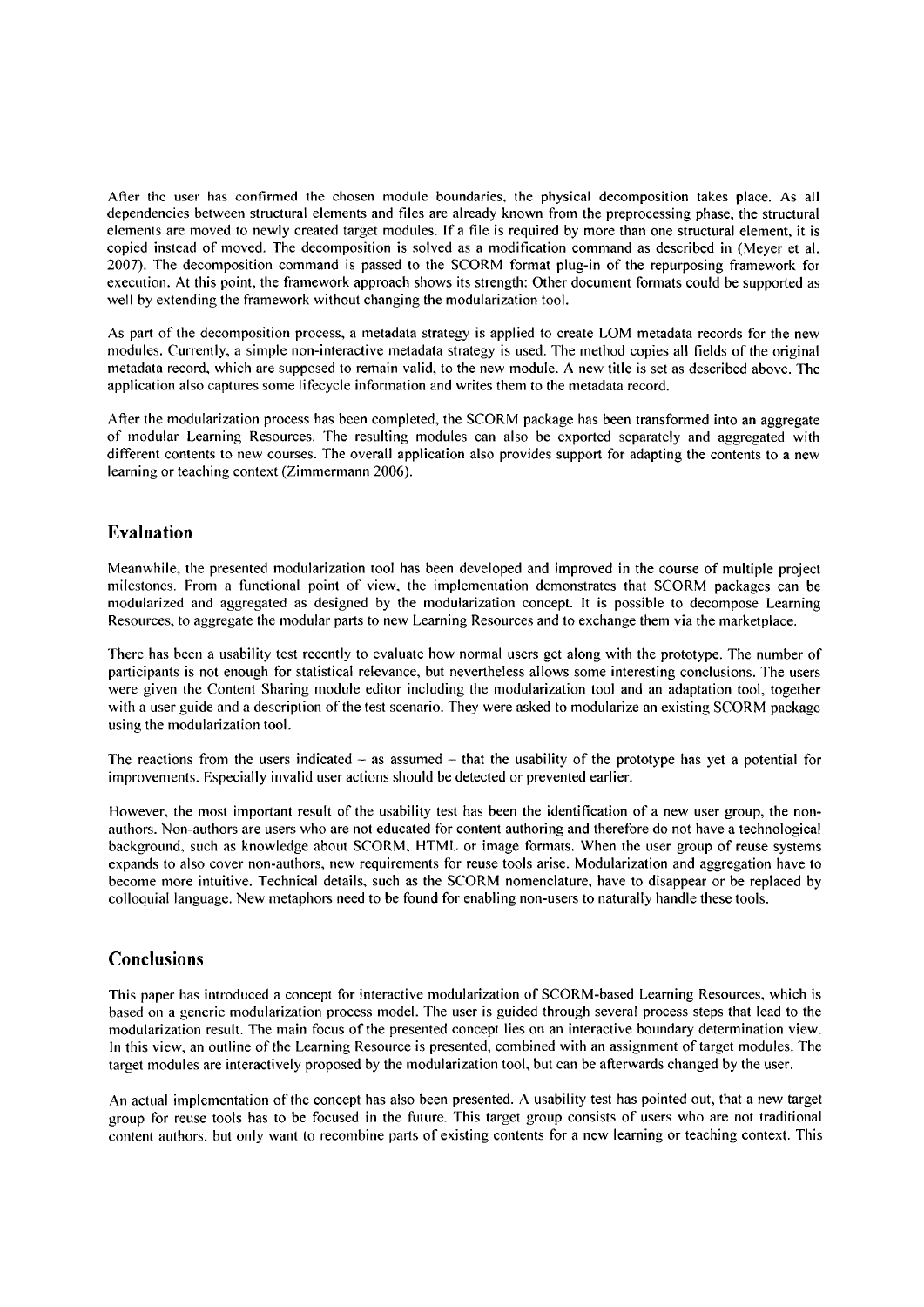After the user has confirmed the chosen module boundaries, the physical decomposition takes place. As all dependencies between structural elements and files are already known from the preprocessing phase, the structural elements are moved to newly created target modules. If a file is required by more than one structural element, it is copied instead of moved. The decomposition is solved as a modification command as described in (Meyer et al. 2007). The decomposition command is passed to the SCORM format plug-in of the repurposing framework for execution. At this point, the framework approach shows its strength: Other document formats could be supported as well by extending the framework without changing the modularization tool.

As part of the decomposition process, a metadata strategy is applied to create LOM metadata records for the new modules. Currently, a simple non-interactive metadata strategy is used. The method copies all fields of the original metadata record, which are supposed to remain valid, to the new module. A new title is set as described above. The application also captures some lifecycle information and writes them to the metadata record.

After the modularization process has been completed, the SCORM package has been transformed into an aggregate of modular Learning Resources. The resulting modules can also be exported separately and aggregated with different contents to new courses. The overall application also provides support for adapting the contents to a new learning or teaching context (Zimmermann 2006).

## Evaluation

Meanwhile, the presented modularization tool has been developed and improved in the course of multiple project milestones. From a functional point of view, the implementation demonstrates that SCORM packages can be modularized and aggregated as designed by the modularization concept. It is possible to decompose Learning Resources, to aggregate the modular parts to new Learning Resources and to exchange them via the marketplace.

There has been a usability test recently to evaluate how normal users get along with the prototype. The number of participants is not enough for statistical relevance, but nevertheless allows some interesting conclusions. The users were given the Content Sharing module editor including the modularization tool and an adaptation tool, together with a user guide and a description of the test scenario. They were asked to modularize an existing SCORM package using the modularization tool.

The reactions from the users indicated – as assumed – that the usability of the prototype has yet a potential for improvements. Especially invalid user actions should be detected or prevented earlier.

However, the most important result of the usability test has been the identification of a new user group, the non-authors. Non-authors are users who are not educated for content authoring and therefore do not have a technological background, such as knowledge about SCORM, HTML or image formats. When the user group of reuse systems expands to also cover non-authors, new requirements for reuse tools arise. Modularization and aggregation have to become more intuitive. Technical details, such as the SCORM nomenclature, have to disappear or be replaced by colloquial language. New metaphors need to be found for enabling non-users to naturally handle these tools.

## Conclusions

This paper has introduced a concept for interactive modularization of SCORM-based Learning Resources, which is based on a generic modularization process model. The user is guided through several process steps that lead to the modularization result. The main focus of the presented concept lies on an interactive boundary determination view. In this view, an outline of the Learning Resource is presented, combined with an assignment of target modules. The target modules are interactively proposed by the modularization tool, but can be afterwards changed by the user.

An actual implementation of the concept has also been presented. A usability test has pointed out, that a new target group for reuse tools has to be focused in the future. This target group consists of users who are not traditional content authors, but only want to recombine parts of existing contents for a new learning or teaching context. This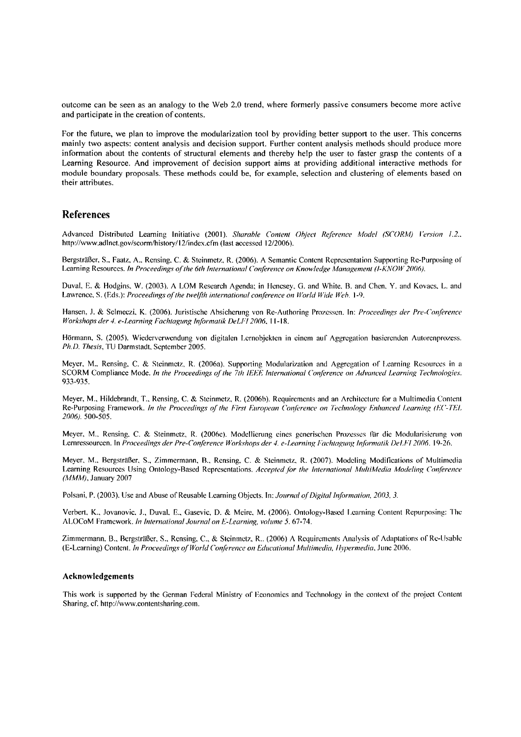outcome can be seen as an analogy to the Web 2.0 trend, where formerly passive consumers become more active and participate in the creation of contents.

For the future, we plan to improve the modularization tool by providing better support to the user. This concerns mainly two aspects: content analysis and decision support. Further content analysis methods should produce more information about the contents of structural elements and thereby help the user to faster grasp the contents of a Learning Resource. And improvement of decision support aims at providing additional interactive methods for module boundary proposals. These methods could be, for example, selection and clustering of elements based on their attributes.

## References

Advanced Distributed Learning Initiative (2001). *Sharable Content Object Reference Model (SCORM) Version 1.2.*, http://www.adlnet.gov/scorm/history/12/index.cfm (last accessed 12/2006).

Bergsträßer, S., Faatz, A., Rensing, C. & Steinmetz, R. (2006). A Semantic Content Representation Supporting Re-Purposing of Learning Resources. *In Proceedings of the 6th International Conference on Knowledge Management (I-KNOW 2006).*

Duval, E. & Hodgins, W. (2003). A LOM Research Agenda; in Hencsey, G. and White, B. and Chen, Y. and Kovacs, L. and Lawrence, S. (Eds.): *Proceedings of the twelfth international conference on World Wide Web*. 1-9.

Hansen, J. & Selmeczi, K. (2006). Juristische Absicherung von Re-Authoring Prozessen. In: *Proceedings der Pre-Conference Workshops der 4. e-Learning Fachtagung Informatik DeLFI 2006*, 11-18.

Hörmann, S. (2005). Wiederverwendung von digitalen Lernobjekten in einem auf Aggregation basierenden Autorenprozess. *Ph.D. Thesis*, TU Darmstadt, September 2005.

Meyer, M., Rensing, C. & Steinmetz, R. (2006a). Supporting Modularization and Aggregation of Learning Resources in a SCORM Compliance Mode. *In the Proceedings of the 7th IEEE International Conference on Advanced Learning Technologies*. 933-935.

Meyer, M., Hildebrandt, T., Rensing, C. & Steinmetz, R. (2006b). Requirements and an Architecture for a Multimedia Content Re-Purposing Framework. *In the Proceedings of the First European Conference on Technology Enhanced Learning (EC-TEL 2006)*. 500-505.

Meyer, M., Rensing, C. & Steinmetz, R. (2006c). Modellierung eines generischen Prozesses für die Modularisierung von Lernressourcen. In *Proceedings der Pre-Conference Workshops der 4. e-Learning Fachtagung Informatik DeLFI 2006*. 19-26.

Meyer, M., Bergsträßer, S., Zimmermann, B., Rensing, C. & Steinmetz, R. (2007). Modeling Modifications of Multimedia Learning Resources Using Ontology-Based Representations. *Accepted for the International MultiMedia Modeling Conference (MMM)*, January 2007

Polsani, P. (2003). Use and Abuse of Reusable Learning Objects. In: *Journal of Digital Information, 2003, 3.*

Verbert, K., Jovanovic, J., Duval, E., Gasevic, D. & Meire, M. (2006). Ontology-Based Learning Content Repurposing: The ALOCoM Framework. *In International Journal on E-Learning, volume 5*. 67-74.

Zimmermann, B., Bergsträßer, S., Rensing, C., & Steinmetz, R.. (2006) A Requirements Analysis of Adaptations of Re-Usable (E-Learning) Content. *In Proceedings of World Conference on Educational Multimedia, Hypermedia*, June 2006.

### Acknowledgements

This work is supported by the German Federal Ministry of Economics and Technology in the context of the project Content Sharing, cf. http://www.contentsharing.com.